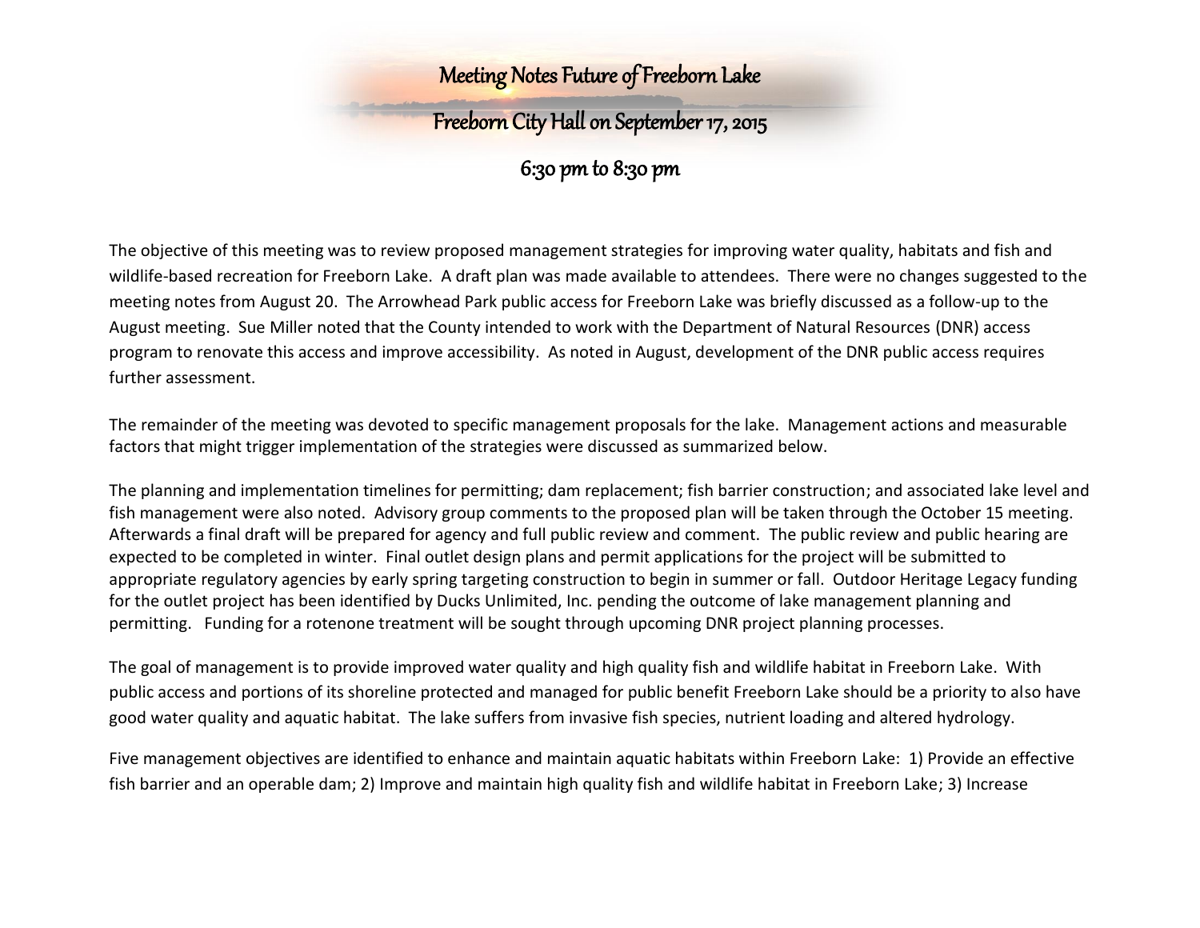# Meeting Notes Future of Freeborn Lake

## Freeborn City Hall on September 17, 2015

## 6:30 pm to 8:30 pm

The objective of this meeting was to review proposed management strategies for improving water quality, habitats and fish and wildlife-based recreation for Freeborn Lake. A draft plan was made available to attendees. There were no changes suggested to the meeting notes from August 20. The Arrowhead Park public access for Freeborn Lake was briefly discussed as a follow-up to the August meeting. Sue Miller noted that the County intended to work with the Department of Natural Resources (DNR) access program to renovate this access and improve accessibility. As noted in August, development of the DNR public access requires further assessment.

The remainder of the meeting was devoted to specific management proposals for the lake. Management actions and measurable factors that might trigger implementation of the strategies were discussed as summarized below.

The planning and implementation timelines for permitting; dam replacement; fish barrier construction; and associated lake level and fish management were also noted. Advisory group comments to the proposed plan will be taken through the October 15 meeting. Afterwards a final draft will be prepared for agency and full public review and comment. The public review and public hearing are expected to be completed in winter. Final outlet design plans and permit applications for the project will be submitted to appropriate regulatory agencies by early spring targeting construction to begin in summer or fall. Outdoor Heritage Legacy funding for the outlet project has been identified by Ducks Unlimited, Inc. pending the outcome of lake management planning and permitting. Funding for a rotenone treatment will be sought through upcoming DNR project planning processes.

The goal of management is to provide improved water quality and high quality fish and wildlife habitat in Freeborn Lake. With public access and portions of its shoreline protected and managed for public benefit Freeborn Lake should be a priority to also have good water quality and aquatic habitat. The lake suffers from invasive fish species, nutrient loading and altered hydrology.

Five management objectives are identified to enhance and maintain aquatic habitats within Freeborn Lake: 1) Provide an effective fish barrier and an operable dam; 2) Improve and maintain high quality fish and wildlife habitat in Freeborn Lake; 3) Increase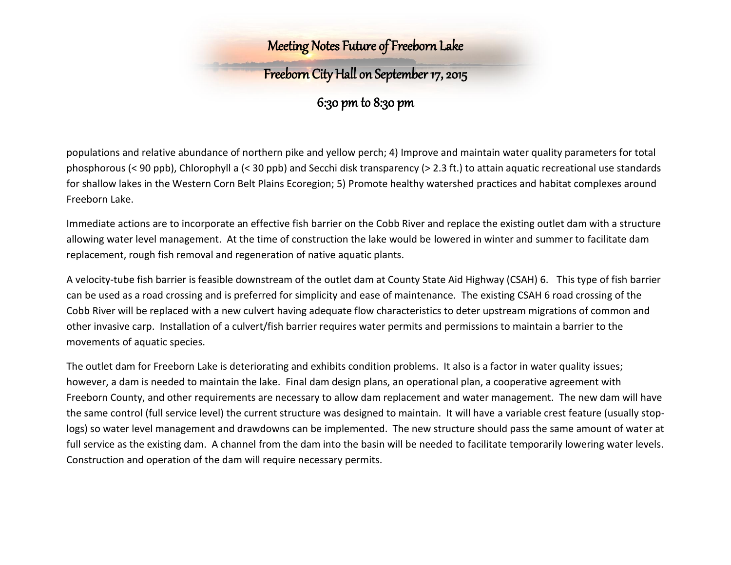populations and relative abundance of northern pike and yellow perch; 4) Improve and maintain water quality parameters for total phosphorous (< 90 ppb), Chlorophyll a (< 30 ppb) and Secchi disk transparency (> 2.3 ft.) to attain aquatic recreational use standards for shallow lakes in the Western Corn Belt Plains Ecoregion; 5) Promote healthy watershed practices and habitat complexes around Freeborn Lake.

Immediate actions are to incorporate an effective fish barrier on the Cobb River and replace the existing outlet dam with a structure allowing water level management. At the time of construction the lake would be lowered in winter and summer to facilitate dam replacement, rough fish removal and regeneration of native aquatic plants.

A velocity-tube fish barrier is feasible downstream of the outlet dam at County State Aid Highway (CSAH) 6. This type of fish barrier can be used as a road crossing and is preferred for simplicity and ease of maintenance. The existing CSAH 6 road crossing of the Cobb River will be replaced with a new culvert having adequate flow characteristics to deter upstream migrations of common and other invasive carp. Installation of a culvert/fish barrier requires water permits and permissions to maintain a barrier to the movements of aquatic species.

The outlet dam for Freeborn Lake is deteriorating and exhibits condition problems. It also is a factor in water quality issues; however, a dam is needed to maintain the lake. Final dam design plans, an operational plan, a cooperative agreement with Freeborn County, and other requirements are necessary to allow dam replacement and water management. The new dam will have the same control (full service level) the current structure was designed to maintain. It will have a variable crest feature (usually stop-logs) so water level management and drawdowns can be implemented. The new structure should pass the same amount of water at full service as the existing dam. A channel from the dam into the basin will be needed to facilitate temporarily lowering water levels. Construction and operation of the dam will require necessary permits.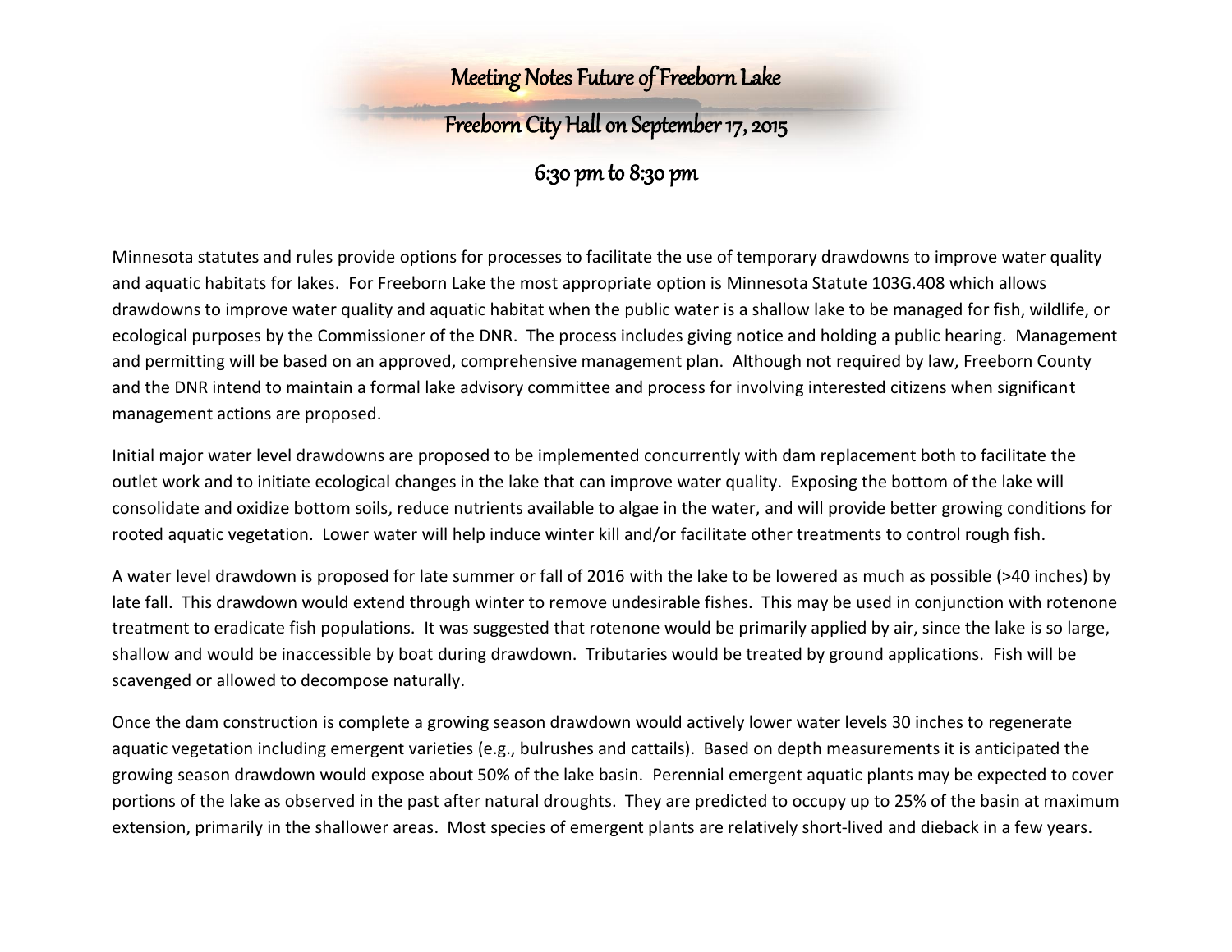# Meeting Notes Future of Freeborn Lake

## Freeborn City Hall on September 17, 2015

## 6:30 pm to 8:30 pm

Minnesota statutes and rules provide options for processes to facilitate the use of temporary drawdowns to improve water quality and aquatic habitats for lakes. For Freeborn Lake the most appropriate option is Minnesota Statute 103G.408 which allows drawdowns to improve water quality and aquatic habitat when the public water is a shallow lake to be managed for fish, wildlife, or ecological purposes by the Commissioner of the DNR. The process includes giving notice and holding a public hearing. Management and permitting will be based on an approved, comprehensive management plan. Although not required by law, Freeborn County and the DNR intend to maintain a formal lake advisory committee and process for involving interested citizens when significant management actions are proposed.

Initial major water level drawdowns are proposed to be implemented concurrently with dam replacement both to facilitate the outlet work and to initiate ecological changes in the lake that can improve water quality. Exposing the bottom of the lake will consolidate and oxidize bottom soils, reduce nutrients available to algae in the water, and will provide better growing conditions for rooted aquatic vegetation. Lower water will help induce winter kill and/or facilitate other treatments to control rough fish.

A water level drawdown is proposed for late summer or fall of 2016 with the lake to be lowered as much as possible (>40 inches) by late fall. This drawdown would extend through winter to remove undesirable fishes. This may be used in conjunction with rotenone treatment to eradicate fish populations. It was suggested that rotenone would be primarily applied by air, since the lake is so large, shallow and would be inaccessible by boat during drawdown. Tributaries would be treated by ground applications. Fish will be scavenged or allowed to decompose naturally.

Once the dam construction is complete a growing season drawdown would actively lower water levels 30 inches to regenerate aquatic vegetation including emergent varieties (e.g., bulrushes and cattails). Based on depth measurements it is anticipated the growing season drawdown would expose about 50% of the lake basin. Perennial emergent aquatic plants may be expected to cover portions of the lake as observed in the past after natural droughts. They are predicted to occupy up to 25% of the basin at maximum extension, primarily in the shallower areas. Most species of emergent plants are relatively short-lived and dieback in a few years.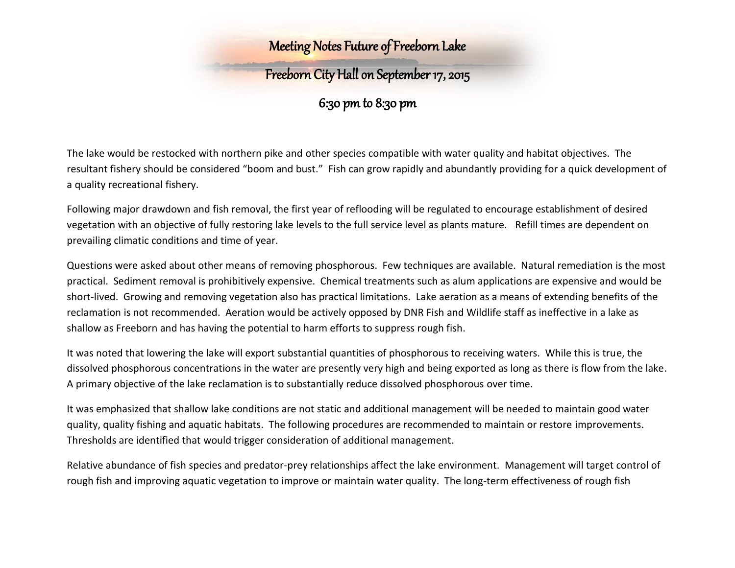# Meeting Notes Future of Freeborn Lake

## Freeborn City Hall on September 17, 2015

## 6:30 pm to 8:30 pm

The lake would be restocked with northern pike and other species compatible with water quality and habitat objectives. The resultant fishery should be considered "boom and bust." Fish can grow rapidly and abundantly providing for a quick development of a quality recreational fishery.

Following major drawdown and fish removal, the first year of reflooding will be regulated to encourage establishment of desired vegetation with an objective of fully restoring lake levels to the full service level as plants mature. Refill times are dependent on prevailing climatic conditions and time of year.

Questions were asked about other means of removing phosphorous. Few techniques are available. Natural remediation is the most practical. Sediment removal is prohibitively expensive. Chemical treatments such as alum applications are expensive and would be short-lived. Growing and removing vegetation also has practical limitations. Lake aeration as a means of extending benefits of the reclamation is not recommended. Aeration would be actively opposed by DNR Fish and Wildlife staff as ineffective in a lake as shallow as Freeborn and has having the potential to harm efforts to suppress rough fish.

It was noted that lowering the lake will export substantial quantities of phosphorous to receiving waters. While this is true, the dissolved phosphorous concentrations in the water are presently very high and being exported as long as there is flow from the lake. A primary objective of the lake reclamation is to substantially reduce dissolved phosphorous over time.

It was emphasized that shallow lake conditions are not static and additional management will be needed to maintain good water quality, quality fishing and aquatic habitats. The following procedures are recommended to maintain or restore improvements. Thresholds are identified that would trigger consideration of additional management.

Relative abundance of fish species and predator-prey relationships affect the lake environment. Management will target control of rough fish and improving aquatic vegetation to improve or maintain water quality. The long-term effectiveness of rough fish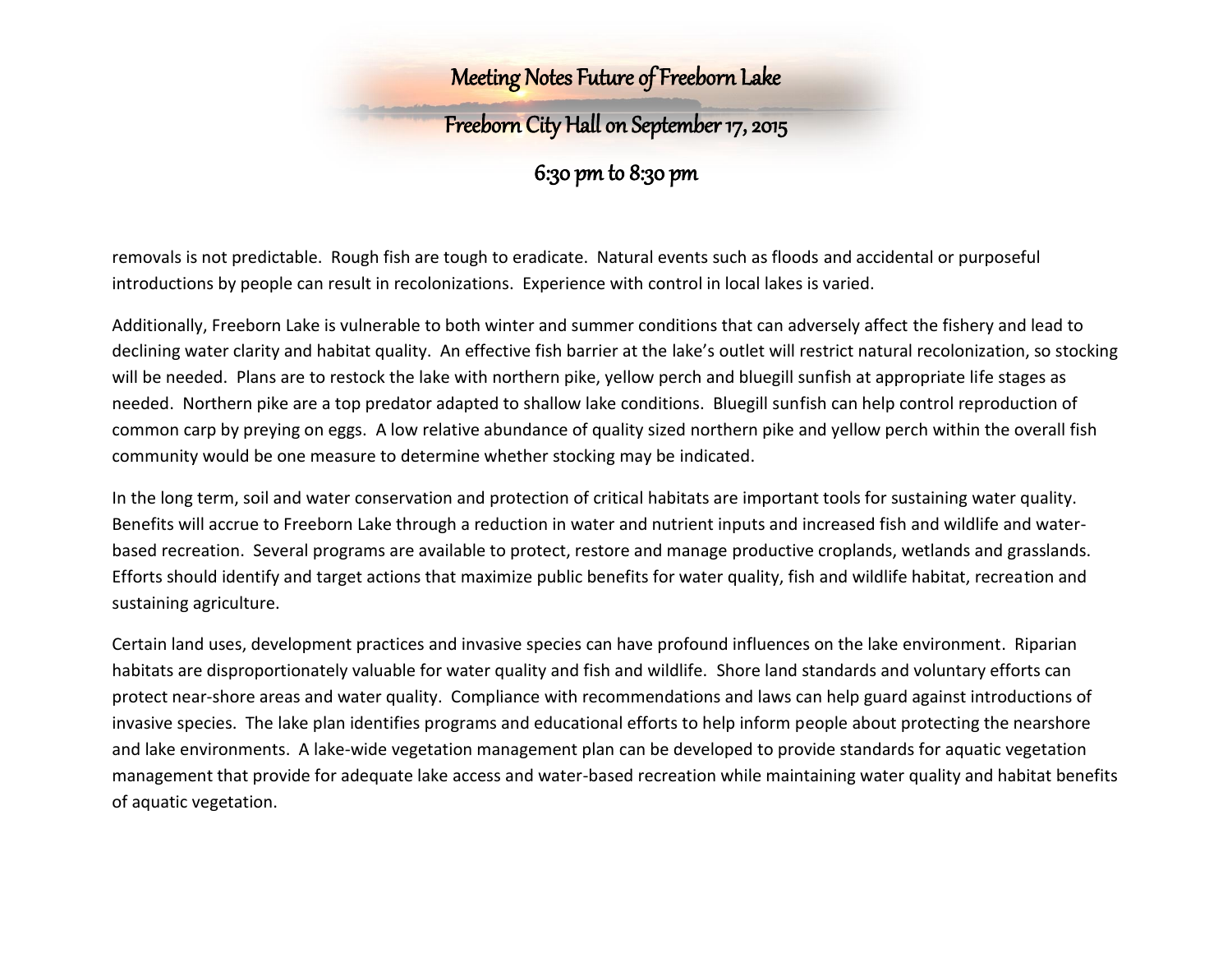removals is not predictable. Rough fish are tough to eradicate. Natural events such as floods and accidental or purposeful introductions by people can result in recolonizations. Experience with control in local lakes is varied.

Additionally, Freeborn Lake is vulnerable to both winter and summer conditions that can adversely affect the fishery and lead to declining water clarity and habitat quality. An effective fish barrier at the lake's outlet will restrict natural recolonization, so stocking will be needed. Plans are to restock the lake with northern pike, yellow perch and bluegill sunfish at appropriate life stages as needed. Northern pike are a top predator adapted to shallow lake conditions. Bluegill sunfish can help control reproduction of common carp by preying on eggs. A low relative abundance of quality sized northern pike and yellow perch within the overall fish community would be one measure to determine whether stocking may be indicated.

In the long term, soil and water conservation and protection of critical habitats are important tools for sustaining water quality. Benefits will accrue to Freeborn Lake through a reduction in water and nutrient inputs and increased fish and wildlife and water-based recreation. Several programs are available to protect, restore and manage productive croplands, wetlands and grasslands. Efforts should identify and target actions that maximize public benefits for water quality, fish and wildlife habitat, recreation and sustaining agriculture.

Certain land uses, development practices and invasive species can have profound influences on the lake environment. Riparian habitats are disproportionately valuable for water quality and fish and wildlife. Shore land standards and voluntary efforts can protect near-shore areas and water quality. Compliance with recommendations and laws can help guard against introductions of invasive species. The lake plan identifies programs and educational efforts to help inform people about protecting the nearshore and lake environments. A lake-wide vegetation management plan can be developed to provide standards for aquatic vegetation management that provide for adequate lake access and water-based recreation while maintaining water quality and habitat benefits of aquatic vegetation.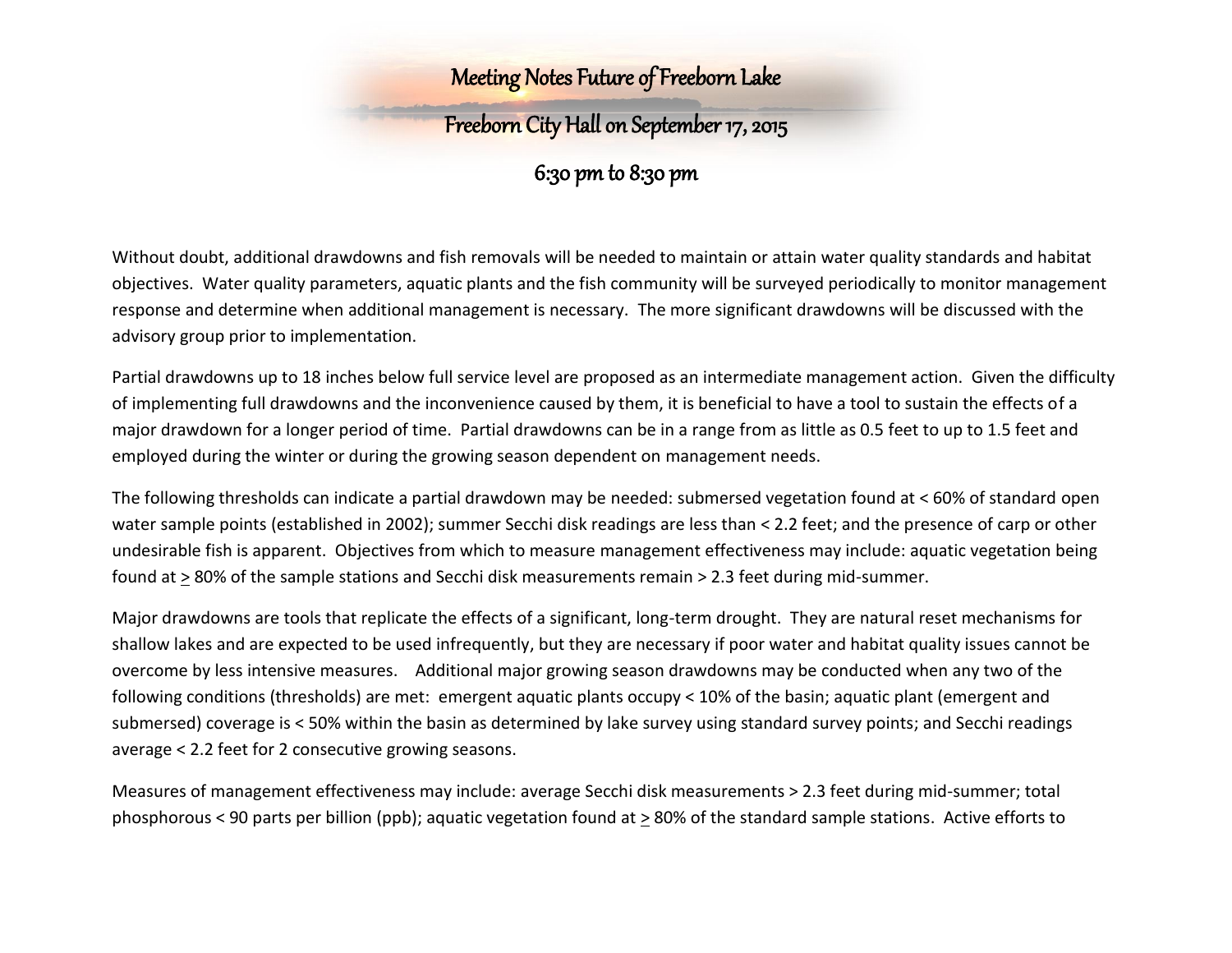# Meeting Notes Future of Freeborn Lake

## Freeborn City Hall on September 17, 2015

## 6:30 pm to 8:30 pm

Without doubt, additional drawdowns and fish removals will be needed to maintain or attain water quality standards and habitat objectives. Water quality parameters, aquatic plants and the fish community will be surveyed periodically to monitor management response and determine when additional management is necessary. The more significant drawdowns will be discussed with the advisory group prior to implementation.

Partial drawdowns up to 18 inches below full service level are proposed as an intermediate management action. Given the difficulty of implementing full drawdowns and the inconvenience caused by them, it is beneficial to have a tool to sustain the effects of a major drawdown for a longer period of time. Partial drawdowns can be in a range from as little as 0.5 feet to up to 1.5 feet and employed during the winter or during the growing season dependent on management needs.

The following thresholds can indicate a partial drawdown may be needed: submersed vegetation found at < 60% of standard open water sample points (established in 2002); summer Secchi disk readings are less than < 2.2 feet; and the presence of carp or other undesirable fish is apparent. Objectives from which to measure management effectiveness may include: aquatic vegetation being found at ≥ 80% of the sample stations and Secchi disk measurements remain > 2.3 feet during mid-summer.

Major drawdowns are tools that replicate the effects of a significant, long-term drought. They are natural reset mechanisms for shallow lakes and are expected to be used infrequently, but they are necessary if poor water and habitat quality issues cannot be overcome by less intensive measures. Additional major growing season drawdowns may be conducted when any two of the following conditions (thresholds) are met: emergent aquatic plants occupy < 10% of the basin; aquatic plant (emergent and submersed) coverage is < 50% within the basin as determined by lake survey using standard survey points; and Secchi readings average < 2.2 feet for 2 consecutive growing seasons.

Measures of management effectiveness may include: average Secchi disk measurements > 2.3 feet during mid-summer; total phosphorous < 90 parts per billion (ppb); aquatic vegetation found at ≥ 80% of the standard sample stations. Active efforts to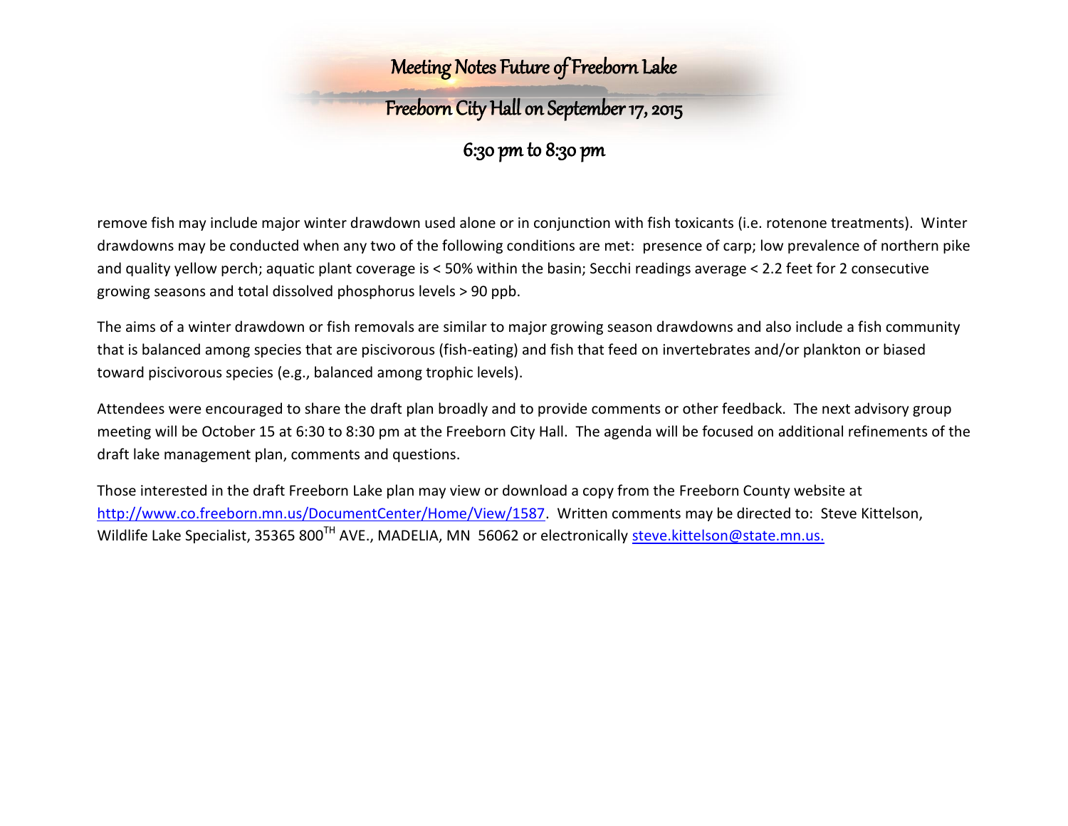remove fish may include major winter drawdown used alone or in conjunction with fish toxicants (i.e. rotenone treatments). Winter drawdowns may be conducted when any two of the following conditions are met: presence of carp; low prevalence of northern pike and quality yellow perch; aquatic plant coverage is < 50% within the basin; Secchi readings average < 2.2 feet for 2 consecutive growing seasons and total dissolved phosphorus levels > 90 ppb.

The aims of a winter drawdown or fish removals are similar to major growing season drawdowns and also include a fish community that is balanced among species that are piscivorous (fish-eating) and fish that feed on invertebrates and/or plankton or biased toward piscivorous species (e.g., balanced among trophic levels).

Attendees were encouraged to share the draft plan broadly and to provide comments or other feedback. The next advisory group meeting will be October 15 at 6:30 to 8:30 pm at the Freeborn City Hall. The agenda will be focused on additional refinements of the draft lake management plan, comments and questions.

Those interested in the draft Freeborn Lake plan may view or download a copy from the Freeborn County website at [http://www.co.freeborn.mn.us/DocumentCenter/Home/View/1587](http://www.co.freeborn.mn.us/DocumentCenter/Home/View/1587). Written comments may be directed to: Steve Kittelson, Wildlife Lake Specialist, 35365 800TH AVE., MADELIA, MN 56062 or electronically [steve.kittelson@state.mn.us.](mailto:steve.kittelson@state.mn.us)